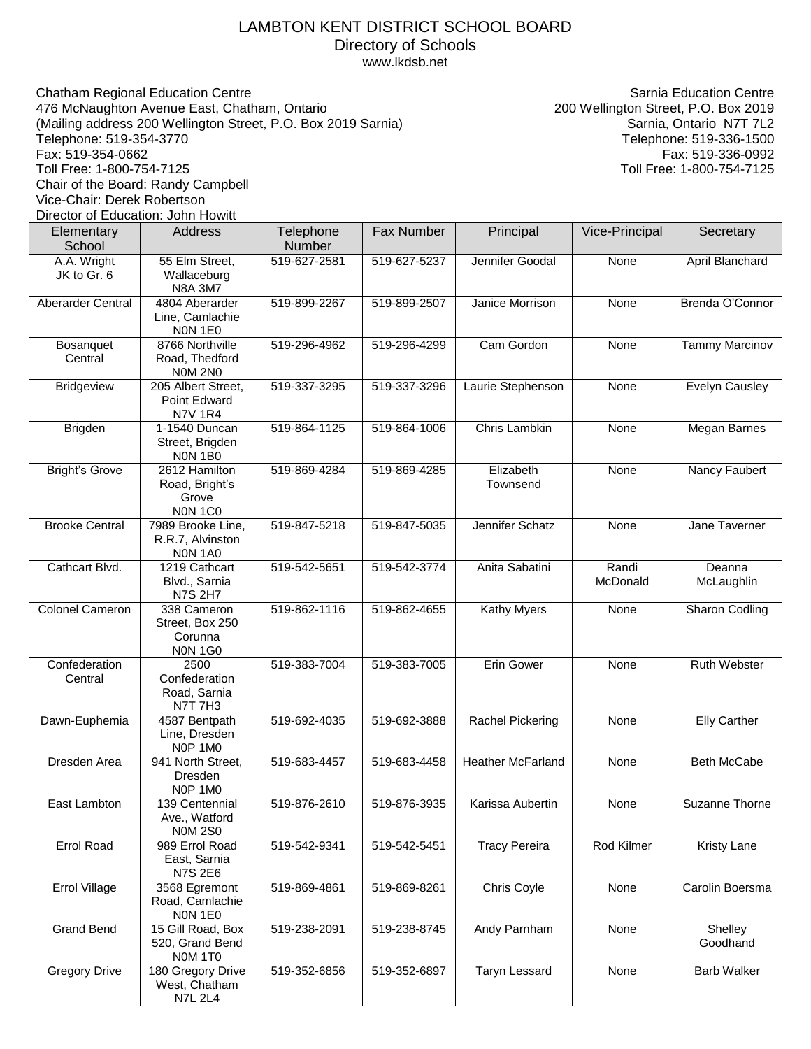# LAMBTON KENT DISTRICT SCHOOL BOARD

## Directory of Schools

www.lkdsb.net

Chatham Regional Education Centre
476 McNaughton Avenue East, Chatham, Ontario
(Mailing address 200 Wellington Street, P.O. Box 2019 Sarnia)
Telephone: 519-354-3770
Fax: 519-354-0662
Toll Free: 1-800-754-7125
Chair of the Board: Randy Campbell
Vice-Chair: Derek Robertson
Director of Education: John Howitt

Sarnia Education Centre
200 Wellington Street, P.O. Box 2019
Sarnia, Ontario N7T 7L2
Telephone: 519-336-1500
Fax: 519-336-0992
Toll Free: 1-800-754-7125

| Elementary School | Address | Telephone Number | Fax Number | Principal | Vice-Principal | Secretary |
|---|---|---|---|---|---|---|
| A.A. Wright JK to Gr. 6 | 55 Elm Street, Wallaceburg N8A 3M7 | 519-627-2581 | 519-627-5237 | Jennifer Goodal | None | April Blanchard |
| Aberarder Central | 4804 Aberarder Line, Camlachie N0N 1E0 | 519-899-2267 | 519-899-2507 | Janice Morrison | None | Brenda O'Connor |
| Bosanquet Central | 8766 Northville Road, Thedford N0M 2N0 | 519-296-4962 | 519-296-4299 | Cam Gordon | None | Tammy Marcinov |
| Bridgeview | 205 Albert Street, Point Edward N7V 1R4 | 519-337-3295 | 519-337-3296 | Laurie Stephenson | None | Evelyn Causley |
| Brigden | 1-1540 Duncan Street, Brigden N0N 1B0 | 519-864-1125 | 519-864-1006 | Chris Lambkin | None | Megan Barnes |
| Bright's Grove | 2612 Hamilton Road, Bright's Grove N0N 1C0 | 519-869-4284 | 519-869-4285 | Elizabeth Townsend | None | Nancy Faubert |
| Brooke Central | 7989 Brooke Line, R.R.7, Alvinston N0N 1A0 | 519-847-5218 | 519-847-5035 | Jennifer Schatz | None | Jane Taverner |
| Cathcart Blvd. | 1219 Cathcart Blvd., Sarnia N7S 2H7 | 519-542-5651 | 519-542-3774 | Anita Sabatini | Randi McDonald | Deanna McLaughlin |
| Colonel Cameron | 338 Cameron Street, Box 250 Corunna N0N 1G0 | 519-862-1116 | 519-862-4655 | Kathy Myers | None | Sharon Codling |
| Confederation Central | 2500 Confederation Road, Sarnia N7T 7H3 | 519-383-7004 | 519-383-7005 | Erin Gower | None | Ruth Webster |
| Dawn-Euphemia | 4587 Bentpath Line, Dresden N0P 1M0 | 519-692-4035 | 519-692-3888 | Rachel Pickering | None | Elly Carther |
| Dresden Area | 941 North Street, Dresden N0P 1M0 | 519-683-4457 | 519-683-4458 | Heather McFarland | None | Beth McCabe |
| East Lambton | 139 Centennial Ave., Watford N0M 2S0 | 519-876-2610 | 519-876-3935 | Karissa Aubertin | None | Suzanne Thorne |
| Errol Road | 989 Errol Road East, Sarnia N7S 2E6 | 519-542-9341 | 519-542-5451 | Tracy Pereira | Rod Kilmer | Kristy Lane |
| Errol Village | 3568 Egremont Road, Camlachie N0N 1E0 | 519-869-4861 | 519-869-8261 | Chris Coyle | None | Carolin Boersma |
| Grand Bend | 15 Gill Road, Box 520, Grand Bend N0M 1T0 | 519-238-2091 | 519-238-8745 | Andy Parnham | None | Shelley Goodhand |
| Gregory Drive | 180 Gregory Drive West, Chatham N7L 2L4 | 519-352-6856 | 519-352-6897 | Taryn Lessard | None | Barb Walker |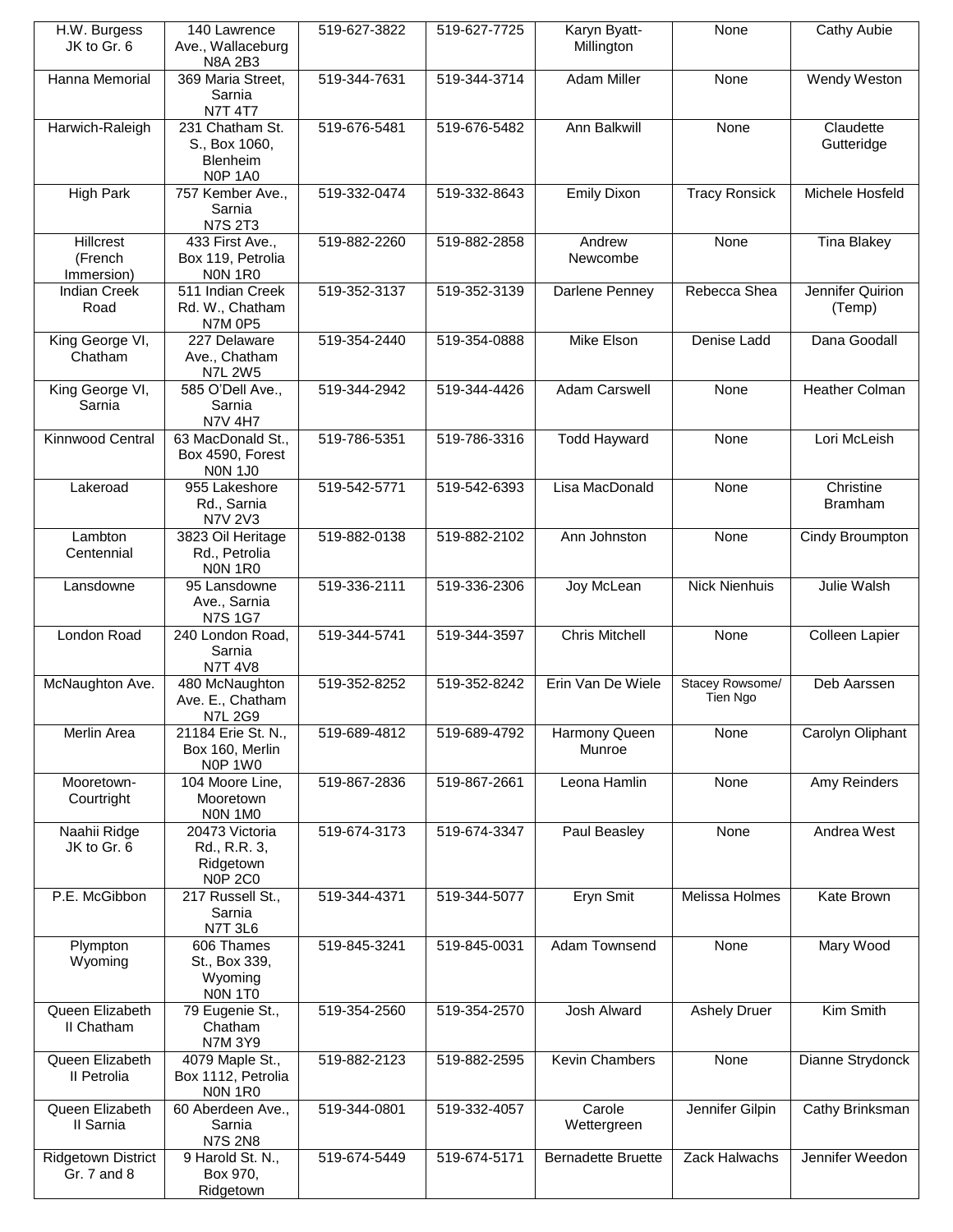| H.W. Burgess JK to Gr. 6 | 140 Lawrence Ave., Wallaceburg N8A 2B3 | 519-627-3822 | 519-627-7725 | Karyn Byatt-Millington | None | Cathy Aubie |
|---|---|---|---|---|---|---|
| Hanna Memorial | 369 Maria Street, Sarnia N7T 4T7 | 519-344-7631 | 519-344-3714 | Adam Miller | None | Wendy Weston |
| Harwich-Raleigh | 231 Chatham St. S., Box 1060, Blenheim N0P 1A0 | 519-676-5481 | 519-676-5482 | Ann Balkwill | None | Claudette Gutteridge |
| High Park | 757 Kember Ave., Sarnia N7S 2T3 | 519-332-0474 | 519-332-8643 | Emily Dixon | Tracy Ronsick | Michele Hosfeld |
| Hillcrest (French Immersion) | 433 First Ave., Box 119, Petrolia N0N 1R0 | 519-882-2260 | 519-882-2858 | Andrew Newcombe | None | Tina Blakey |
| Indian Creek Road | 511 Indian Creek Rd. W., Chatham N7M 0P5 | 519-352-3137 | 519-352-3139 | Darlene Penney | Rebecca Shea | Jennifer Quirion (Temp) |
| King George VI, Chatham | 227 Delaware Ave., Chatham N7L 2W5 | 519-354-2440 | 519-354-0888 | Mike Elson | Denise Ladd | Dana Goodall |
| King George VI, Sarnia | 585 O'Dell Ave., Sarnia N7V 4H7 | 519-344-2942 | 519-344-4426 | Adam Carswell | None | Heather Colman |
| Kinnwood Central | 63 MacDonald St., Box 4590, Forest N0N 1J0 | 519-786-5351 | 519-786-3316 | Todd Hayward | None | Lori McLeish |
| Lakeroad | 955 Lakeshore Rd., Sarnia N7V 2V3 | 519-542-5771 | 519-542-6393 | Lisa MacDonald | None | Christine Bramham |
| Lambton Centennial | 3823 Oil Heritage Rd., Petrolia N0N 1R0 | 519-882-0138 | 519-882-2102 | Ann Johnston | None | Cindy Broumpton |
| Lansdowne | 95 Lansdowne Ave., Sarnia N7S 1G7 | 519-336-2111 | 519-336-2306 | Joy McLean | Nick Nienhuis | Julie Walsh |
| London Road | 240 London Road, Sarnia N7T 4V8 | 519-344-5741 | 519-344-3597 | Chris Mitchell | None | Colleen Lapier |
| McNaughton Ave. | 480 McNaughton Ave. E., Chatham N7L 2G9 | 519-352-8252 | 519-352-8242 | Erin Van De Wiele | Stacey Rowsome/ Tien Ngo | Deb Aarssen |
| Merlin Area | 21184 Erie St. N., Box 160, Merlin N0P 1W0 | 519-689-4812 | 519-689-4792 | Harmony Queen Munroe | None | Carolyn Oliphant |
| Mooretown-Courtright | 104 Moore Line, Mooretown N0N 1M0 | 519-867-2836 | 519-867-2661 | Leona Hamlin | None | Amy Reinders |
| Naahii Ridge JK to Gr. 6 | 20473 Victoria Rd., R.R. 3, Ridgetown N0P 2C0 | 519-674-3173 | 519-674-3347 | Paul Beasley | None | Andrea West |
| P.E. McGibbon | 217 Russell St., Sarnia N7T 3L6 | 519-344-4371 | 519-344-5077 | Eryn Smit | Melissa Holmes | Kate Brown |
| Plympton Wyoming | 606 Thames St., Box 339, Wyoming N0N 1T0 | 519-845-3241 | 519-845-0031 | Adam Townsend | None | Mary Wood |
| Queen Elizabeth II Chatham | 79 Eugenie St., Chatham N7M 3Y9 | 519-354-2560 | 519-354-2570 | Josh Alward | Ashely Druer | Kim Smith |
| Queen Elizabeth II Petrolia | 4079 Maple St., Box 1112, Petrolia N0N 1R0 | 519-882-2123 | 519-882-2595 | Kevin Chambers | None | Dianne Strydonck |
| Queen Elizabeth II Sarnia | 60 Aberdeen Ave., Sarnia N7S 2N8 | 519-344-0801 | 519-332-4057 | Carole Wettergreen | Jennifer Gilpin | Cathy Brinksman |
| Ridgetown District Gr. 7 and 8 | 9 Harold St. N., Box 970, Ridgetown | 519-674-5449 | 519-674-5171 | Bernadette Bruette | Zack Halwachs | Jennifer Weedon |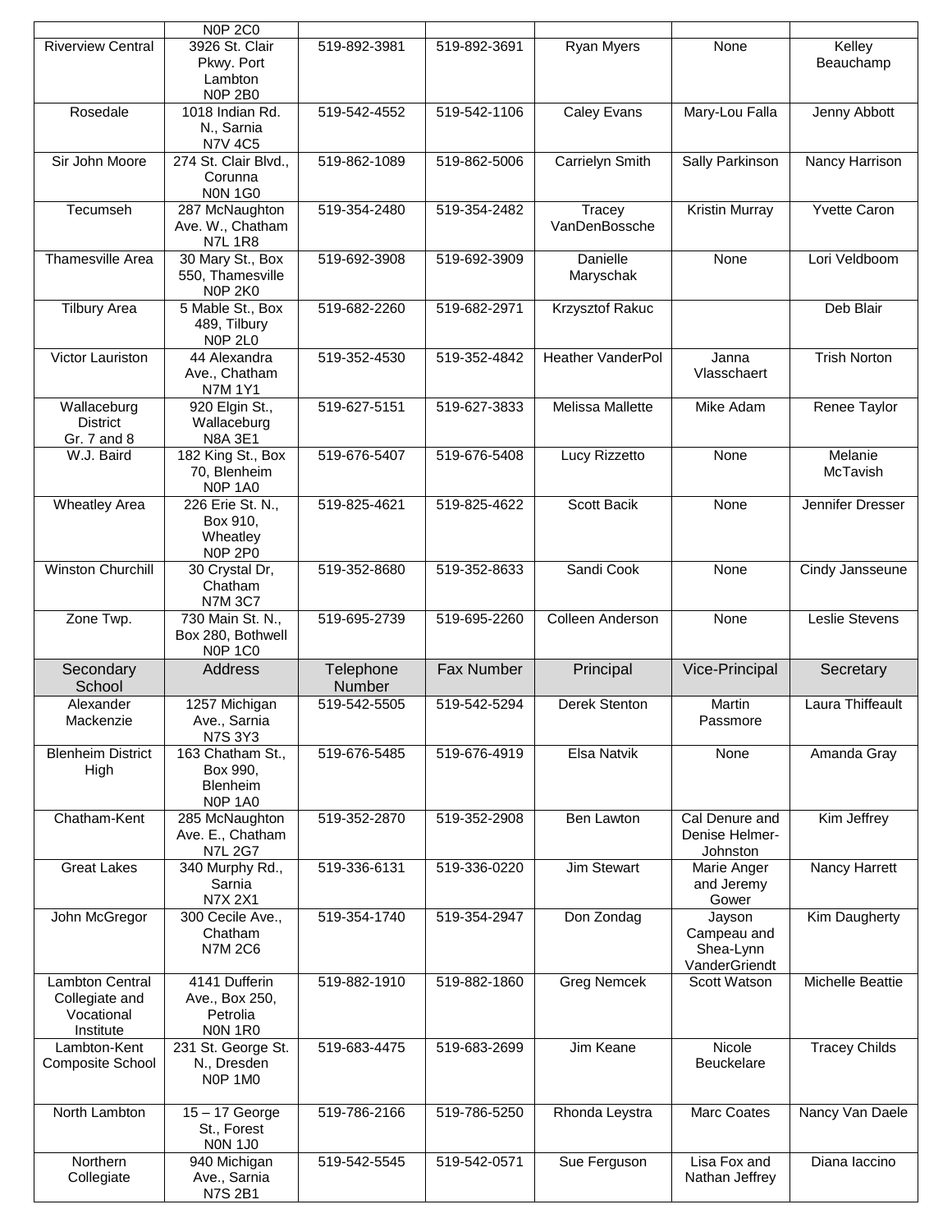| | N0P 2C0 | | | | | |
|---|---|---|---|---|---|---|
| Riverview Central | 3926 St. Clair Pkwy. Port Lambton N0P 2B0 | 519-892-3981 | 519-892-3691 | Ryan Myers | None | Kelley Beauchamp |
| Rosedale | 1018 Indian Rd. N., Sarnia N7V 4C5 | 519-542-4552 | 519-542-1106 | Caley Evans | Mary-Lou Falla | Jenny Abbott |
| Sir John Moore | 274 St. Clair Blvd., Corunna N0N 1G0 | 519-862-1089 | 519-862-5006 | Carrielyn Smith | Sally Parkinson | Nancy Harrison |
| Tecumseh | 287 McNaughton Ave. W., Chatham N7L 1R8 | 519-354-2480 | 519-354-2482 | Tracey VanDenBossche | Kristin Murray | Yvette Caron |
| Thamesville Area | 30 Mary St., Box 550, Thamesville N0P 2K0 | 519-692-3908 | 519-692-3909 | Danielle Maryschak | None | Lori Veldboom |
| Tilbury Area | 5 Mable St., Box 489, Tilbury N0P 2L0 | 519-682-2260 | 519-682-2971 | Krzysztof Rakuc | | Deb Blair |
| Victor Lauriston | 44 Alexandra Ave., Chatham N7M 1Y1 | 519-352-4530 | 519-352-4842 | Heather VanderPol | Janna Vlasschaert | Trish Norton |
| Wallaceburg District Gr. 7 and 8 | 920 Elgin St., Wallaceburg N8A 3E1 | 519-627-5151 | 519-627-3833 | Melissa Mallette | Mike Adam | Renee Taylor |
| W.J. Baird | 182 King St., Box 70, Blenheim N0P 1A0 | 519-676-5407 | 519-676-5408 | Lucy Rizzetto | None | Melanie McTavish |
| Wheatley Area | 226 Erie St. N., Box 910, Wheatley N0P 2P0 | 519-825-4621 | 519-825-4622 | Scott Bacik | None | Jennifer Dresser |
| Winston Churchill | 30 Crystal Dr, Chatham N7M 3C7 | 519-352-8680 | 519-352-8633 | Sandi Cook | None | Cindy Jansseune |
| Zone Twp. | 730 Main St. N., Box 280, Bothwell N0P 1C0 | 519-695-2739 | 519-695-2260 | Colleen Anderson | None | Leslie Stevens |
| **Secondary School** | **Address** | **Telephone Number** | **Fax Number** | **Principal** | **Vice-Principal** | **Secretary** |
| Alexander Mackenzie | 1257 Michigan Ave., Sarnia N7S 3Y3 | 519-542-5505 | 519-542-5294 | Derek Stenton | Martin Passmore | Laura Thiffeault |
| Blenheim District High | 163 Chatham St., Box 990, Blenheim N0P 1A0 | 519-676-5485 | 519-676-4919 | Elsa Natvik | None | Amanda Gray |
| Chatham-Kent | 285 McNaughton Ave. E., Chatham N7L 2G7 | 519-352-2870 | 519-352-2908 | Ben Lawton | Cal Denure and Denise Helmer-Johnston | Kim Jeffrey |
| Great Lakes | 340 Murphy Rd., Sarnia N7X 2X1 | 519-336-6131 | 519-336-0220 | Jim Stewart | Marie Anger and Jeremy Gower | Nancy Harrett |
| John McGregor | 300 Cecile Ave., Chatham N7M 2C6 | 519-354-1740 | 519-354-2947 | Don Zondag | Jayson Campeau and Shea-Lynn VanderGriendt | Kim Daugherty |
| Lambton Central Collegiate and Vocational Institute | 4141 Dufferin Ave., Box 250, Petrolia N0N 1R0 | 519-882-1910 | 519-882-1860 | Greg Nemcek | Scott Watson | Michelle Beattie |
| Lambton-Kent Composite School | 231 St. George St. N., Dresden N0P 1M0 | 519-683-4475 | 519-683-2699 | Jim Keane | Nicole Beuckelare | Tracey Childs |
| North Lambton | 15 – 17 George St., Forest N0N 1J0 | 519-786-2166 | 519-786-5250 | Rhonda Leystra | Marc Coates | Nancy Van Daele |
| Northern Collegiate | 940 Michigan Ave., Sarnia N7S 2B1 | 519-542-5545 | 519-542-0571 | Sue Ferguson | Lisa Fox and Nathan Jeffrey | Diana Iaccino |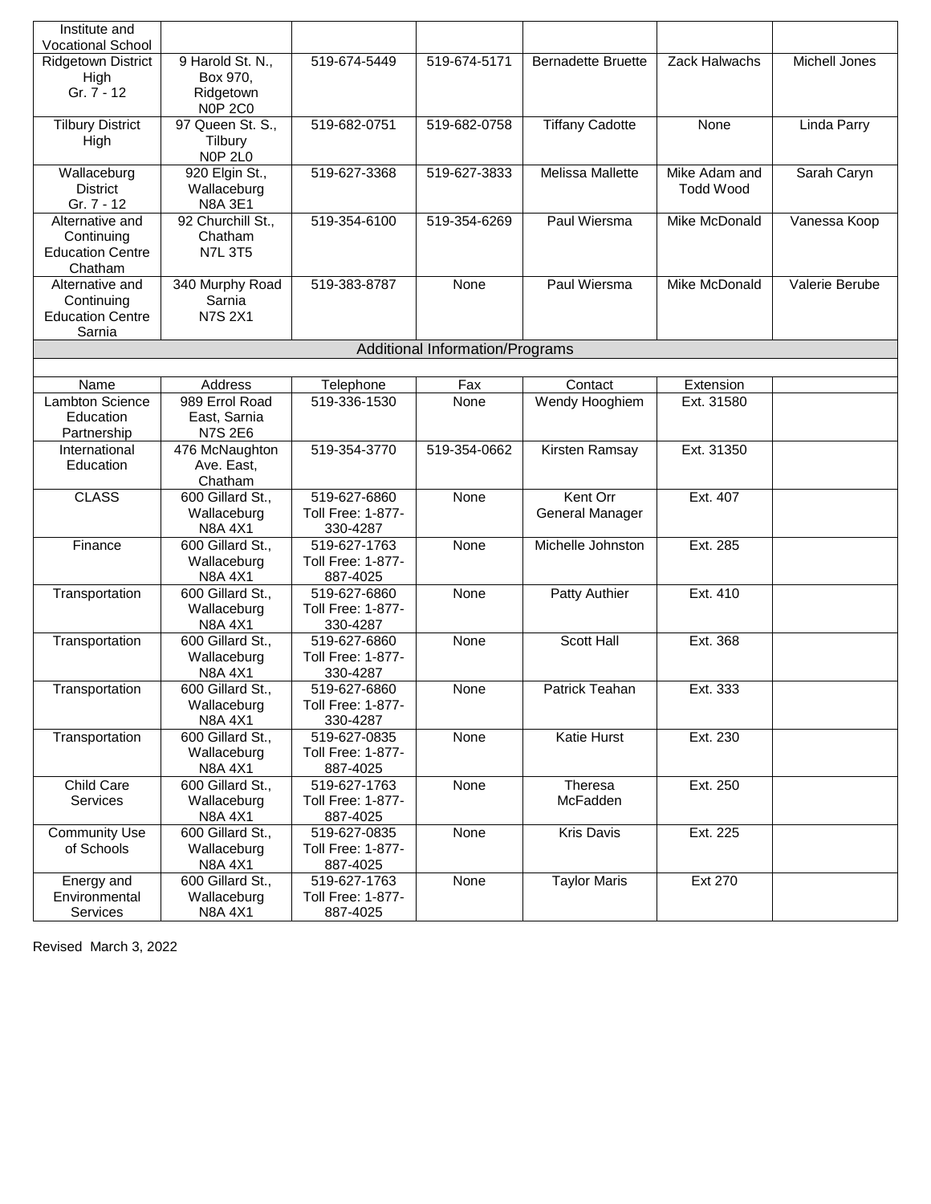| | | | | | | |
|---|---|---|---|---|---|---|
| Institute and Vocational School | | | | | | |
| Ridgetown District High Gr. 7 - 12 | 9 Harold St. N., Box 970, Ridgetown N0P 2C0 | 519-674-5449 | 519-674-5171 | Bernadette Bruette | Zack Halwachs | Michell Jones |
| Tilbury District High | 97 Queen St. S., Tilbury N0P 2L0 | 519-682-0751 | 519-682-0758 | Tiffany Cadotte | None | Linda Parry |
| Wallaceburg District Gr. 7 - 12 | 920 Elgin St., Wallaceburg N8A 3E1 | 519-627-3368 | 519-627-3833 | Melissa Mallette | Mike Adam and Todd Wood | Sarah Caryn |
| Alternative and Continuing Education Centre Chatham | 92 Churchill St., Chatham N7L 3T5 | 519-354-6100 | 519-354-6269 | Paul Wiersma | Mike McDonald | Vanessa Koop |
| Alternative and Continuing Education Centre Sarnia | 340 Murphy Road Sarnia N7S 2X1 | 519-383-8787 | None | Paul Wiersma | Mike McDonald | Valerie Berube |

## Additional Information/Programs

| Name | Address | Telephone | Fax | Contact | Extension | |
|---|---|---|---|---|---|---|
| Lambton Science Education Partnership | 989 Errol Road East, Sarnia N7S 2E6 | 519-336-1530 | None | Wendy Hooghiem | Ext. 31580 | |
| International Education | 476 McNaughton Ave. East, Chatham | 519-354-3770 | 519-354-0662 | Kirsten Ramsay | Ext. 31350 | |
| CLASS | 600 Gillard St., Wallaceburg N8A 4X1 | 519-627-6860 Toll Free: 1-877-330-4287 | None | Kent Orr General Manager | Ext. 407 | |
| Finance | 600 Gillard St., Wallaceburg N8A 4X1 | 519-627-1763 Toll Free: 1-877-887-4025 | None | Michelle Johnston | Ext. 285 | |
| Transportation | 600 Gillard St., Wallaceburg N8A 4X1 | 519-627-6860 Toll Free: 1-877-330-4287 | None | Patty Authier | Ext. 410 | |
| Transportation | 600 Gillard St., Wallaceburg N8A 4X1 | 519-627-6860 Toll Free: 1-877-330-4287 | None | Scott Hall | Ext. 368 | |
| Transportation | 600 Gillard St., Wallaceburg N8A 4X1 | 519-627-6860 Toll Free: 1-877-330-4287 | None | Patrick Teahan | Ext. 333 | |
| Transportation | 600 Gillard St., Wallaceburg N8A 4X1 | 519-627-0835 Toll Free: 1-877-887-4025 | None | Katie Hurst | Ext. 230 | |
| Child Care Services | 600 Gillard St., Wallaceburg N8A 4X1 | 519-627-1763 Toll Free: 1-877-887-4025 | None | Theresa McFadden | Ext. 250 | |
| Community Use of Schools | 600 Gillard St., Wallaceburg N8A 4X1 | 519-627-0835 Toll Free: 1-877-887-4025 | None | Kris Davis | Ext. 225 | |
| Energy and Environmental Services | 600 Gillard St., Wallaceburg N8A 4X1 | 519-627-1763 Toll Free: 1-877-887-4025 | None | Taylor Maris | Ext 270 | |

Revised March 3, 2022